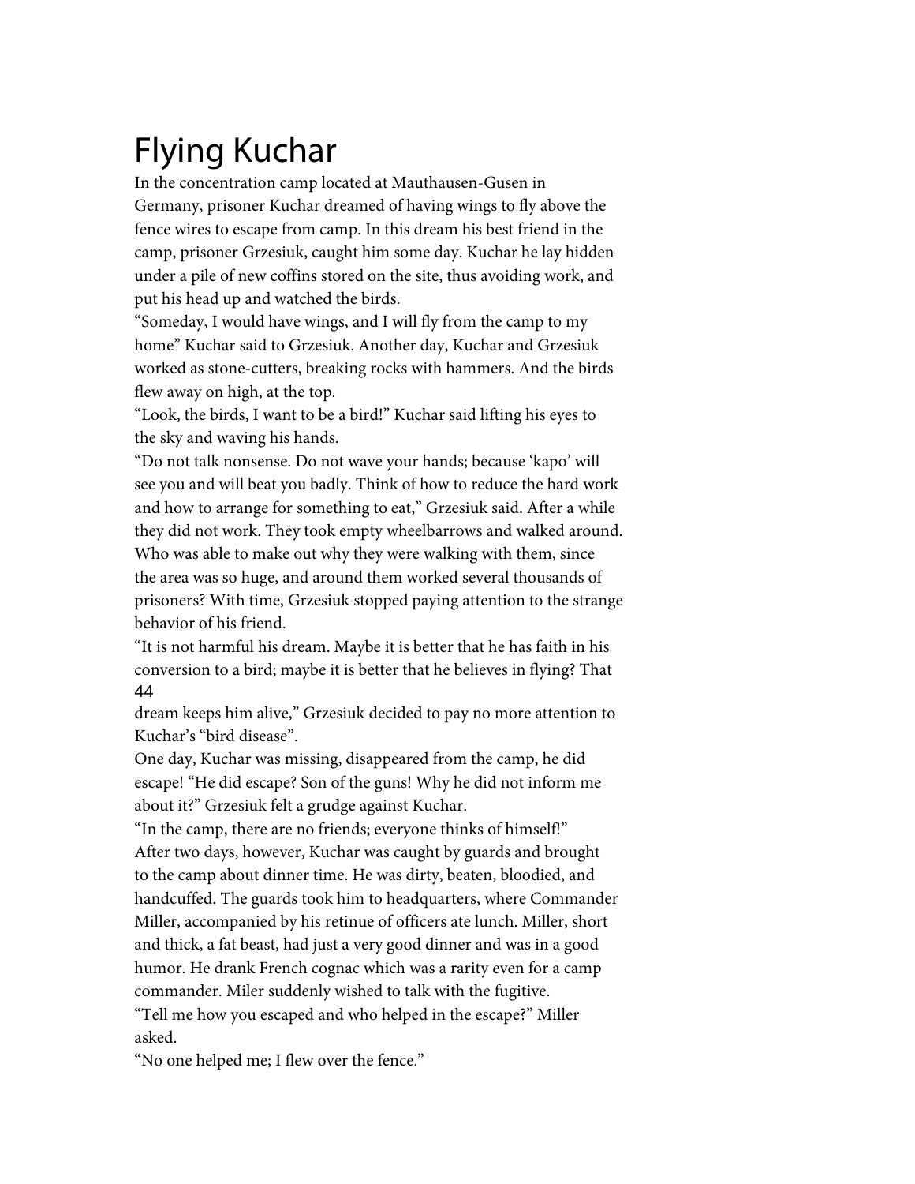# Flying Kuchar

In the concentration camp located at Mauthausen-Gusen in Germany, prisoner Kuchar dreamed of having wings to fly above the fence wires to escape from camp. In this dream his best friend in the camp, prisoner Grzesiuk, caught him some day. Kuchar he lay hidden under a pile of new coffins stored on the site, thus avoiding work, and put his head up and watched the birds.

"Someday, I would have wings, and I will fly from the camp to my home" Kuchar said to Grzesiuk. Another day, Kuchar and Grzesiuk worked as stone-cutters, breaking rocks with hammers. And the birds flew away on high, at the top.

"Look, the birds, I want to be a bird!" Kuchar said lifting his eyes to the sky and waving his hands.

"Do not talk nonsense. Do not wave your hands; because 'kapo' will see you and will beat you badly. Think of how to reduce the hard work and how to arrange for something to eat," Grzesiuk said. After a while they did not work. They took empty wheelbarrows and walked around. Who was able to make out why they were walking with them, since the area was so huge, and around them worked several thousands of prisoners? With time, Grzesiuk stopped paying attention to the strange behavior of his friend.

"It is not harmful his dream. Maybe it is better that he has faith in his conversion to a bird; maybe it is better that he believes in flying? That dream keeps him alive," Grzesiuk decided to pay no more attention to Kuchar's "bird disease".

One day, Kuchar was missing, disappeared from the camp, he did escape! "He did escape? Son of the guns! Why he did not inform me about it?" Grzesiuk felt a grudge against Kuchar.

"In the camp, there are no friends; everyone thinks of himself!"

After two days, however, Kuchar was caught by guards and brought to the camp about dinner time. He was dirty, beaten, bloodied, and handcuffed. The guards took him to headquarters, where Commander Miller, accompanied by his retinue of officers ate lunch. Miller, short and thick, a fat beast, had just a very good dinner and was in a good humor. He drank French cognac which was a rarity even for a camp commander. Miler suddenly wished to talk with the fugitive.

"Tell me how you escaped and who helped in the escape?" Miller asked.

"No one helped me; I flew over the fence."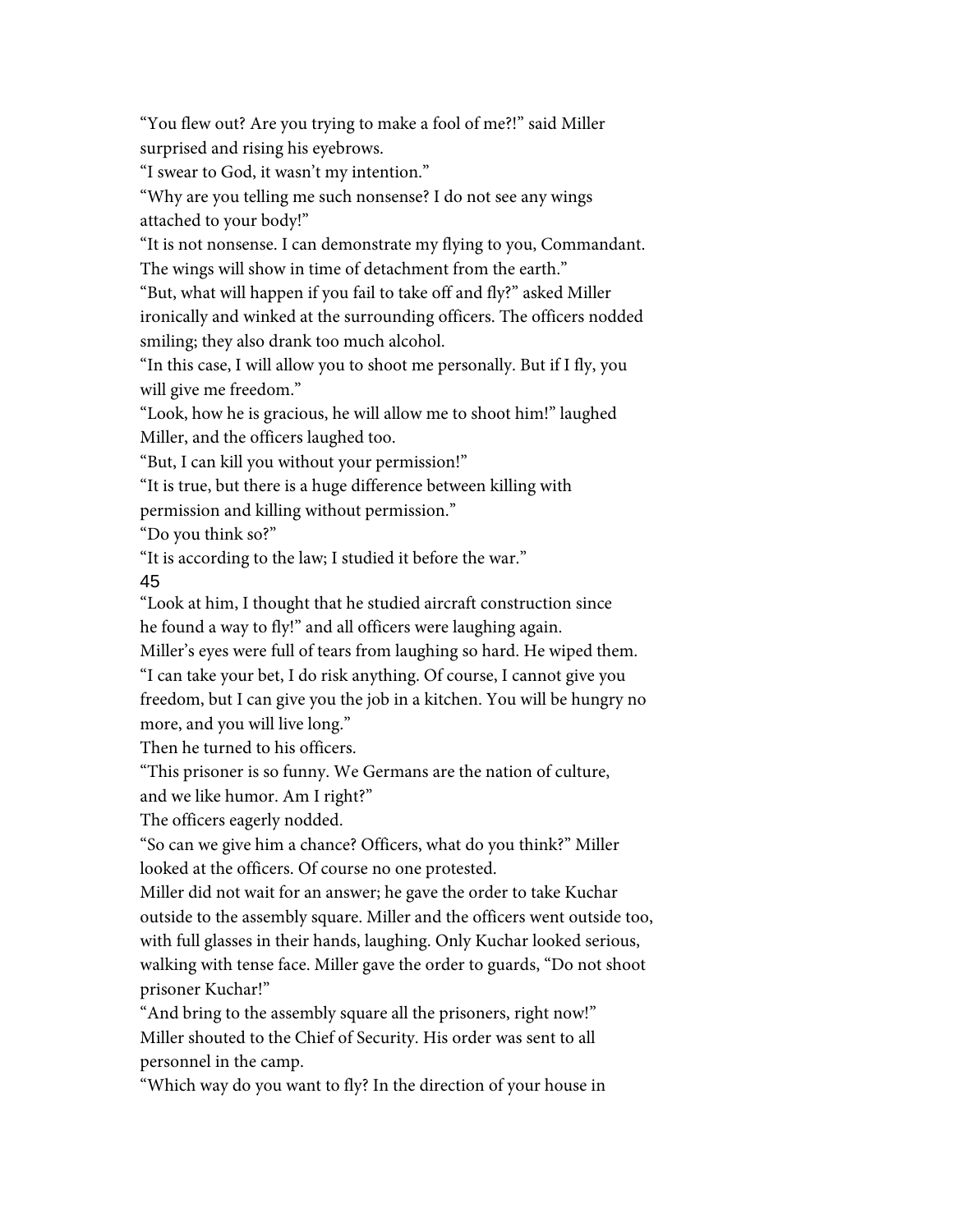"You flew out? Are you trying to make a fool of me?!" said Miller surprised and rising his eyebrows.

"I swear to God, it wasn't my intention."

"Why are you telling me such nonsense? I do not see any wings attached to your body!"

"It is not nonsense. I can demonstrate my flying to you, Commandant. The wings will show in time of detachment from the earth."

"But, what will happen if you fail to take off and fly?" asked Miller ironically and winked at the surrounding officers. The officers nodded smiling; they also drank too much alcohol.

"In this case, I will allow you to shoot me personally. But if I fly, you will give me freedom."

"Look, how he is gracious, he will allow me to shoot him!" laughed Miller, and the officers laughed too.

"But, I can kill you without your permission!"

"It is true, but there is a huge difference between killing with permission and killing without permission."

"Do you think so?"

"It is according to the law; I studied it before the war."

"Look at him, I thought that he studied aircraft construction since he found a way to fly!" and all officers were laughing again.

Miller's eyes were full of tears from laughing so hard. He wiped them.

"I can take your bet, I do risk anything. Of course, I cannot give you freedom, but I can give you the job in a kitchen. You will be hungry no more, and you will live long."

Then he turned to his officers.

"This prisoner is so funny. We Germans are the nation of culture, and we like humor. Am I right?"

The officers eagerly nodded.

"So can we give him a chance? Officers, what do you think?" Miller looked at the officers. Of course no one protested.

Miller did not wait for an answer; he gave the order to take Kuchar outside to the assembly square. Miller and the officers went outside too, with full glasses in their hands, laughing. Only Kuchar looked serious, walking with tense face. Miller gave the order to guards, "Do not shoot prisoner Kuchar!"

"And bring to the assembly square all the prisoners, right now!" Miller shouted to the Chief of Security. His order was sent to all personnel in the camp.

"Which way do you want to fly? In the direction of your house in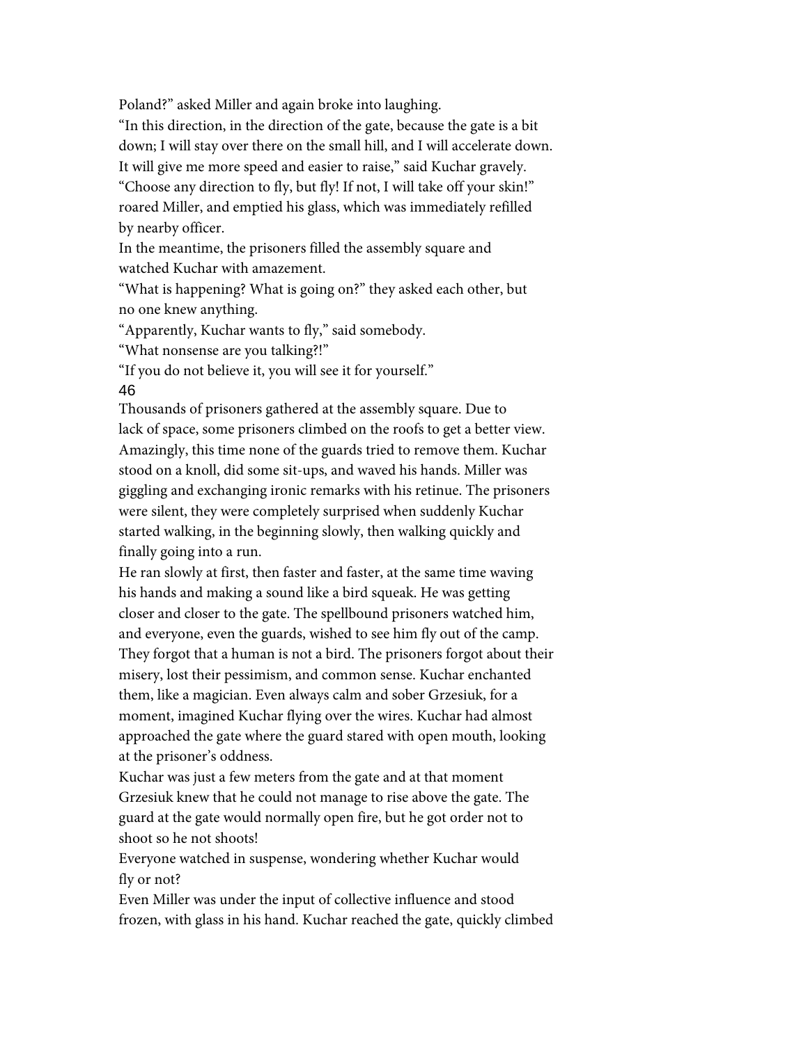Poland?" asked Miller and again broke into laughing.

"In this direction, in the direction of the gate, because the gate is a bit down; I will stay over there on the small hill, and I will accelerate down. It will give me more speed and easier to raise," said Kuchar gravely.

"Choose any direction to fly, but fly! If not, I will take off your skin!" roared Miller, and emptied his glass, which was immediately refilled by nearby officer.

In the meantime, the prisoners filled the assembly square and watched Kuchar with amazement.

"What is happening? What is going on?" they asked each other, but no one knew anything.

"Apparently, Kuchar wants to fly," said somebody.

"What nonsense are you talking?!"

"If you do not believe it, you will see it for yourself."

Thousands of prisoners gathered at the assembly square. Due to lack of space, some prisoners climbed on the roofs to get a better view. Amazingly, this time none of the guards tried to remove them. Kuchar stood on a knoll, did some sit-ups, and waved his hands. Miller was giggling and exchanging ironic remarks with his retinue. The prisoners were silent, they were completely surprised when suddenly Kuchar started walking, in the beginning slowly, then walking quickly and finally going into a run.

He ran slowly at first, then faster and faster, at the same time waving his hands and making a sound like a bird squeak. He was getting closer and closer to the gate. The spellbound prisoners watched him, and everyone, even the guards, wished to see him fly out of the camp. They forgot that a human is not a bird. The prisoners forgot about their misery, lost their pessimism, and common sense. Kuchar enchanted them, like a magician. Even always calm and sober Grzesiuk, for a moment, imagined Kuchar flying over the wires. Kuchar had almost approached the gate where the guard stared with open mouth, looking at the prisoner's oddness.

Kuchar was just a few meters from the gate and at that moment Grzesiuk knew that he could not manage to rise above the gate. The guard at the gate would normally open fire, but he got order not to shoot so he not shoots!

Everyone watched in suspense, wondering whether Kuchar would fly or not?

Even Miller was under the input of collective influence and stood frozen, with glass in his hand. Kuchar reached the gate, quickly climbed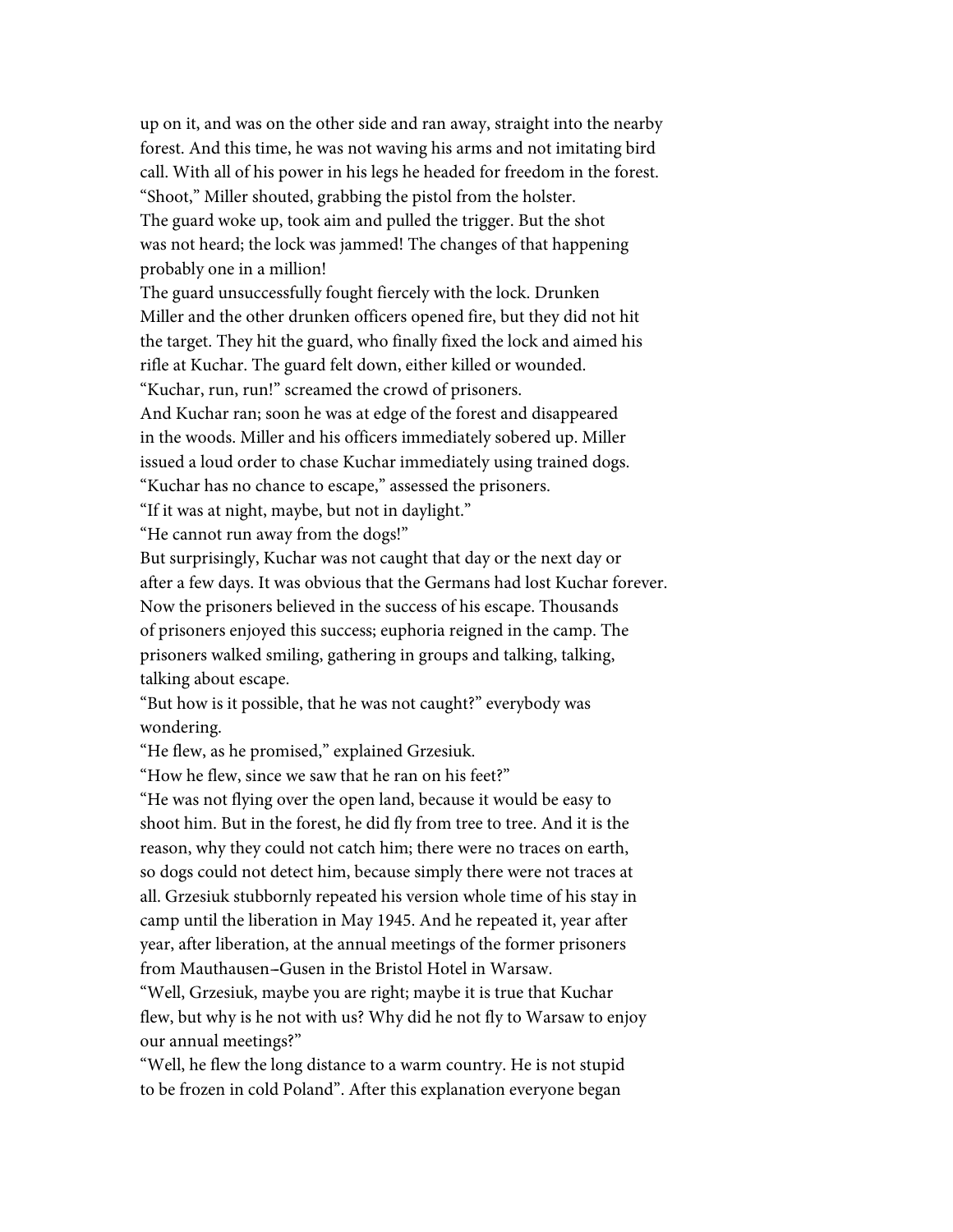up on it, and was on the other side and ran away, straight into the nearby forest. And this time, he was not waving his arms and not imitating bird call. With all of his power in his legs he headed for freedom in the forest.

"Shoot," Miller shouted, grabbing the pistol from the holster.

The guard woke up, took aim and pulled the trigger. But the shot was not heard; the lock was jammed! The changes of that happening probably one in a million!

The guard unsuccessfully fought fiercely with the lock. Drunken Miller and the other drunken officers opened fire, but they did not hit the target. They hit the guard, who finally fixed the lock and aimed his rifle at Kuchar. The guard felt down, either killed or wounded.

"Kuchar, run, run!" screamed the crowd of prisoners.

And Kuchar ran; soon he was at edge of the forest and disappeared in the woods. Miller and his officers immediately sobered up. Miller issued a loud order to chase Kuchar immediately using trained dogs.

"Kuchar has no chance to escape," assessed the prisoners.

"If it was at night, maybe, but not in daylight."

"He cannot run away from the dogs!"

But surprisingly, Kuchar was not caught that day or the next day or after a few days. It was obvious that the Germans had lost Kuchar forever. Now the prisoners believed in the success of his escape. Thousands of prisoners enjoyed this success; euphoria reigned in the camp. The prisoners walked smiling, gathering in groups and talking, talking, talking about escape.

"But how is it possible, that he was not caught?" everybody was wondering.

"He flew, as he promised," explained Grzesiuk.

"How he flew, since we saw that he ran on his feet?"

"He was not flying over the open land, because it would be easy to shoot him. But in the forest, he did fly from tree to tree. And it is the reason, why they could not catch him; there were no traces on earth, so dogs could not detect him, because simply there were not traces at all. Grzesiuk stubbornly repeated his version whole time of his stay in camp until the liberation in May 1945. And he repeated it, year after year, after liberation, at the annual meetings of the former prisoners from Mauthausen–Gusen in the Bristol Hotel in Warsaw.

"Well, Grzesiuk, maybe you are right; maybe it is true that Kuchar flew, but why is he not with us? Why did he not fly to Warsaw to enjoy our annual meetings?"

"Well, he flew the long distance to a warm country. He is not stupid to be frozen in cold Poland". After this explanation everyone began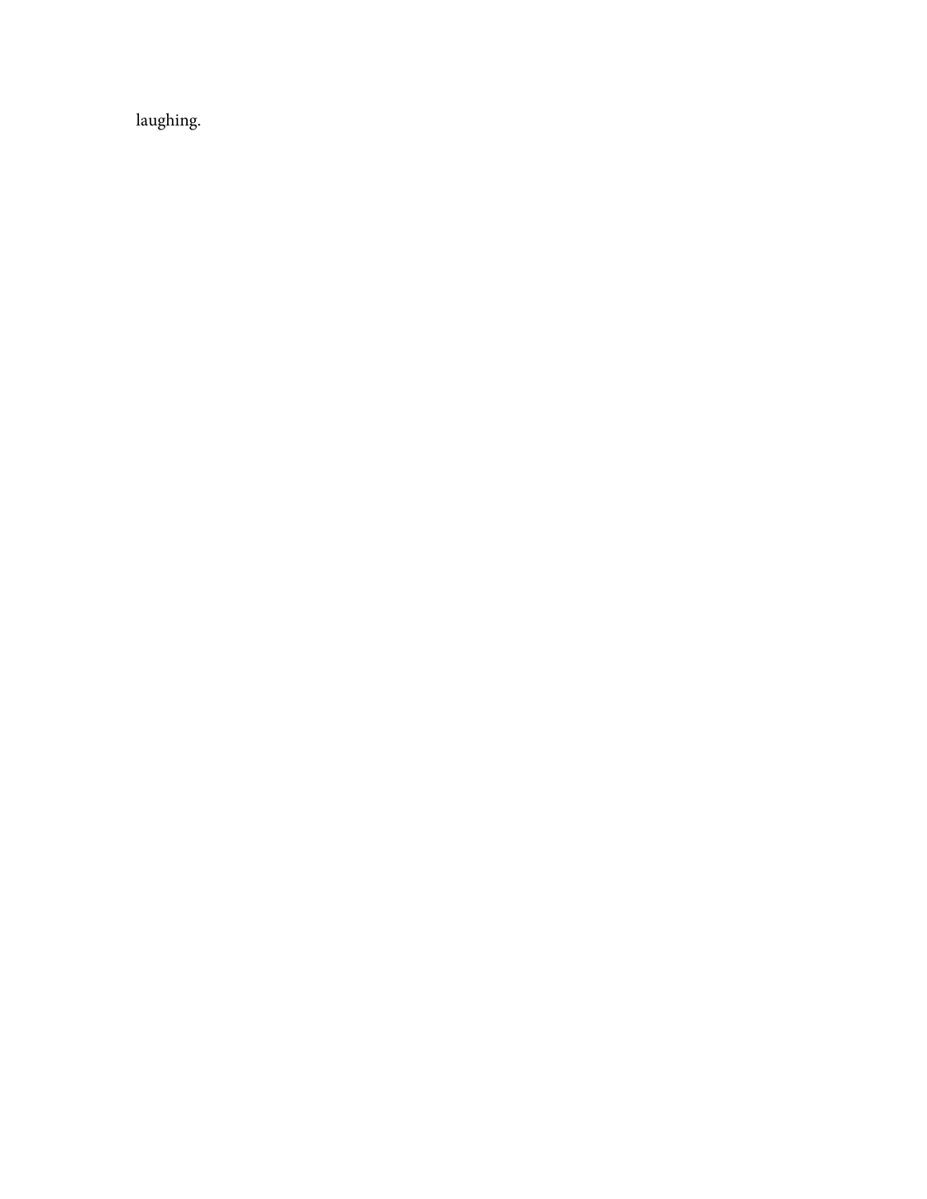laughing.